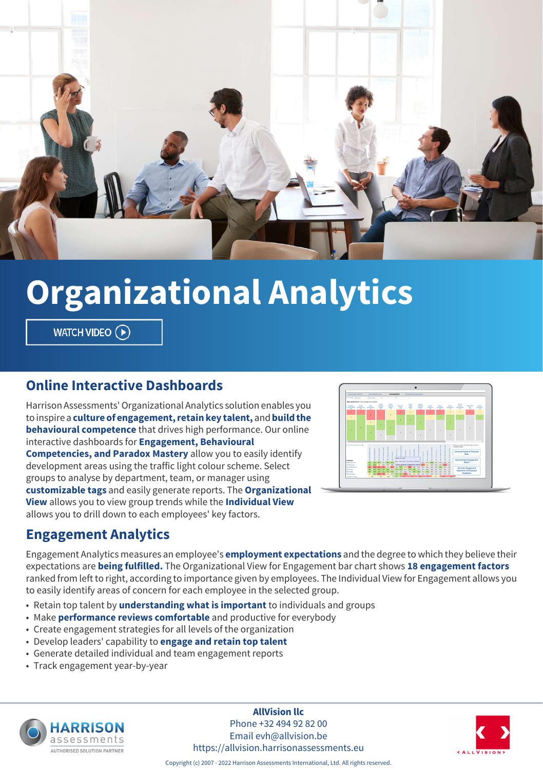# Organizational Analytics

WATCH VIDEO

## Online Interactive Dashboards

Harrison Assessments' Organizational Analytics solution enables you to inspire a **culture of engagement, retain key talent,** and **build the behavioural competence** that drives high performance. Our online interactive dashboards for **Engagement, Behavioural Competencies, and Paradox Mastery** allow you to easily identify development areas using the traffic light colour scheme. Select groups to analyse by department, team, or manager using **customizable tags** and easily generate reports. The **Organizational View** allows you to view group trends while the **Individual View** allows you to drill down to each employees' key factors.

## Engagement Analytics

Engagement Analytics measures an employee's **employment expectations** and the degree to which they believe their expectations are **being fulfilled.** The Organizational View for Engagement bar chart shows **18 engagement factors** ranked from left to right, according to importance given by employees. The Individual View for Engagement allows you to easily identify areas of concern for each employee in the selected group.

- Retain top talent by **understanding what is important** to individuals and groups
- Make **performance reviews comfortable** and productive for everybody
- Create engagement strategies for all levels of the organization
- Develop leaders' capability to **engage and retain top talent**
- Generate detailed individual and team engagement reports
- Track engagement year-by-year

HARRISON assessments
AUTHORISED SOLUTION PARTNER

**AllVision llc**
Phone +32 494 92 82 00
Email evh@allvision.be
https://allvision.harrisonassessments.eu

ALLVISION

Copyright (c) 2007 - 2022 Harrison Assessments International, Ltd. All rights reserved.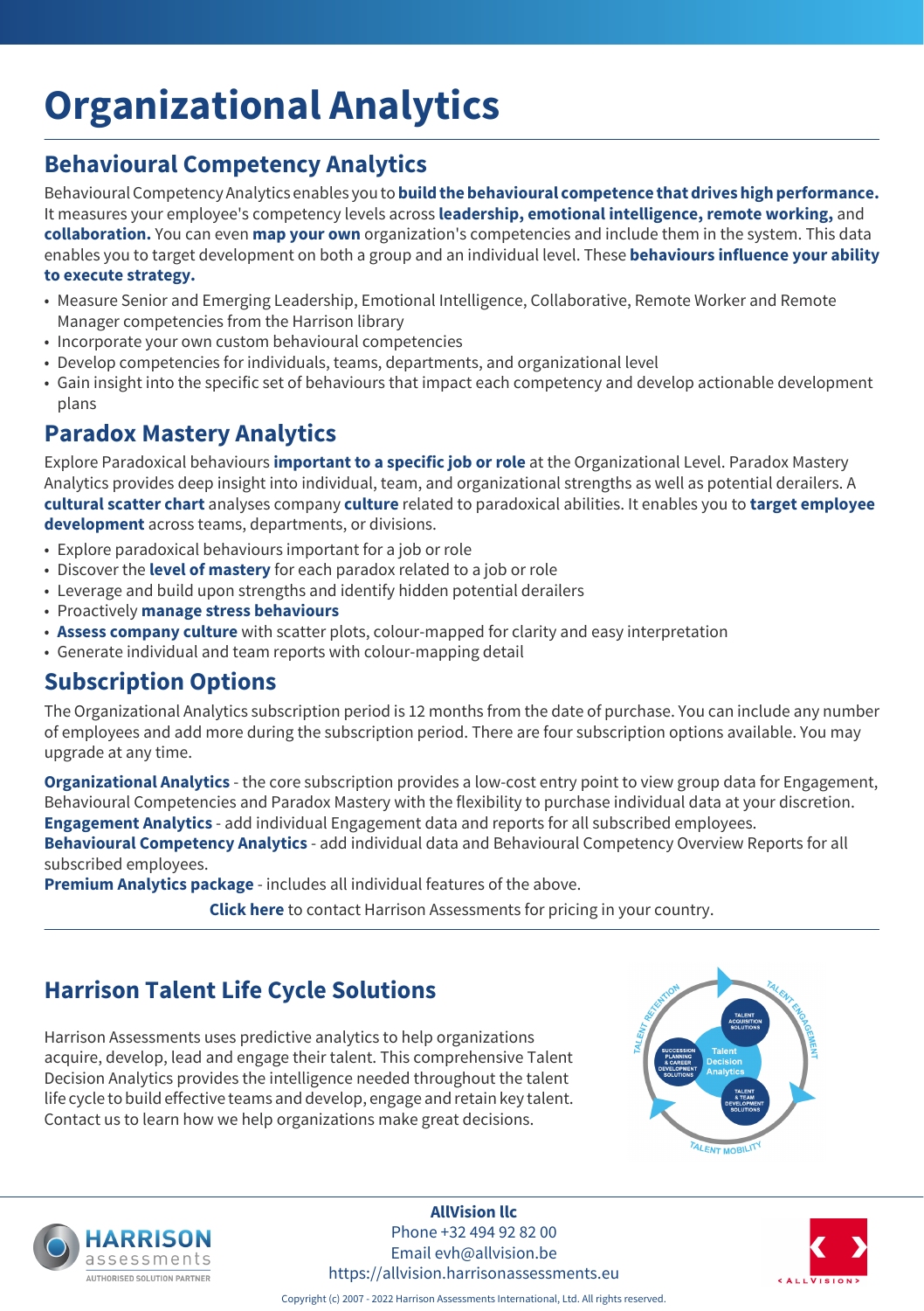# Organizational Analytics

## Behavioural Competency Analytics

Behavioural Competency Analytics enables you to **build the behavioural competence that drives high performance.** It measures your employee's competency levels across **leadership, emotional intelligence, remote working,** and **collaboration.** You can even **map your own** organization's competencies and include them in the system. This data enables you to target development on both a group and an individual level. These **behaviours influence your ability to execute strategy.**

- Measure Senior and Emerging Leadership, Emotional Intelligence, Collaborative, Remote Worker and Remote Manager competencies from the Harrison library
- Incorporate your own custom behavioural competencies
- Develop competencies for individuals, teams, departments, and organizational level
- Gain insight into the specific set of behaviours that impact each competency and develop actionable development plans

## Paradox Mastery Analytics

Explore Paradoxical behaviours **important to a specific job or role** at the Organizational Level. Paradox Mastery Analytics provides deep insight into individual, team, and organizational strengths as well as potential derailers. A **cultural scatter chart** analyses company **culture** related to paradoxical abilities. It enables you to **target employee development** across teams, departments, or divisions.

- Explore paradoxical behaviours important for a job or role
- Discover the **level of mastery** for each paradox related to a job or role
- Leverage and build upon strengths and identify hidden potential derailers
- Proactively **manage stress behaviours**
- **Assess company culture** with scatter plots, colour-mapped for clarity and easy interpretation
- Generate individual and team reports with colour-mapping detail

## Subscription Options

The Organizational Analytics subscription period is 12 months from the date of purchase. You can include any number of employees and add more during the subscription period. There are four subscription options available. You may upgrade at any time.

**Organizational Analytics** - the core subscription provides a low-cost entry point to view group data for Engagement, Behavioural Competencies and Paradox Mastery with the flexibility to purchase individual data at your discretion.
**Engagement Analytics** - add individual Engagement data and reports for all subscribed employees.
**Behavioural Competency Analytics** - add individual data and Behavioural Competency Overview Reports for all subscribed employees.
**Premium Analytics package** - includes all individual features of the above.

**Click here** to contact Harrison Assessments for pricing in your country.

## Harrison Talent Life Cycle Solutions

Harrison Assessments uses predictive analytics to help organizations acquire, develop, lead and engage their talent. This comprehensive Talent Decision Analytics provides the intelligence needed throughout the talent life cycle to build effective teams and develop, engage and retain key talent. Contact us to learn how we help organizations make great decisions.

**AllVision llc**
Phone +32 494 92 82 00
Email evh@allvision.be
https://allvision.harrisonassessments.eu

Copyright (c) 2007 - 2022 Harrison Assessments International, Ltd. All rights reserved.